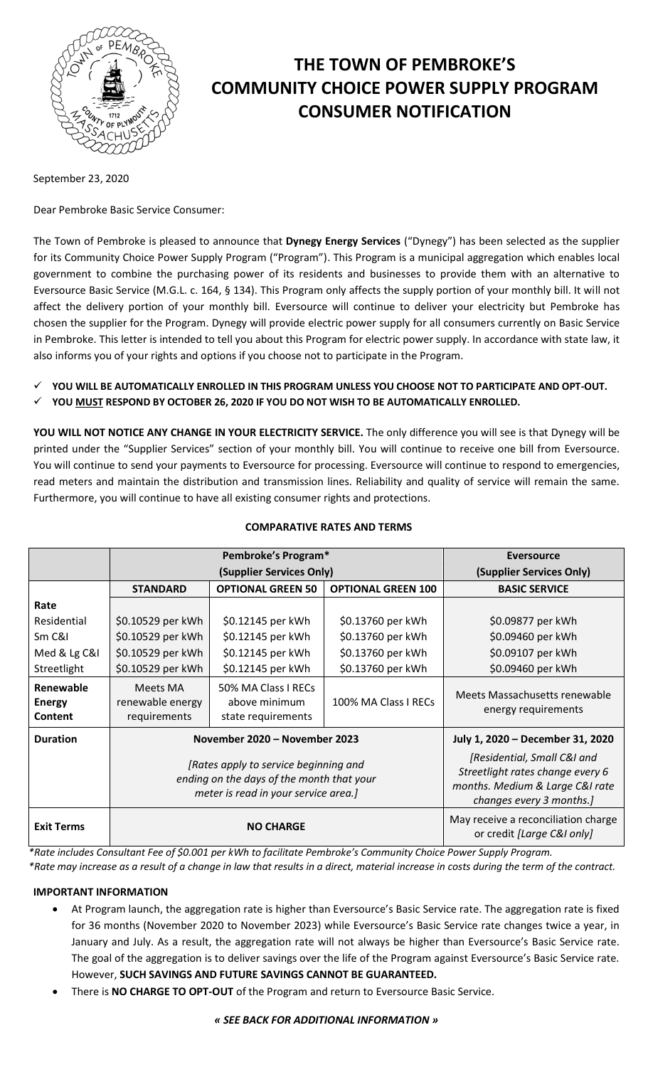# THE TOWN OF PEMBROKE'S COMMUNITY CHOICE POWER SUPPLY PROGRAM CONSUMER NOTIFICATION

September 23, 2020

Dear Pembroke Basic Service Consumer:

The Town of Pembroke is pleased to announce that **Dynegy Energy Services** ("Dynegy") has been selected as the supplier for its Community Choice Power Supply Program ("Program"). This Program is a municipal aggregation which enables local government to combine the purchasing power of its residents and businesses to provide them with an alternative to Eversource Basic Service (M.G.L. c. 164, § 134). This Program only affects the supply portion of your monthly bill. It will not affect the delivery portion of your monthly bill. Eversource will continue to deliver your electricity but Pembroke has chosen the supplier for the Program. Dynegy will provide electric power supply for all consumers currently on Basic Service in Pembroke. This letter is intended to tell you about this Program for electric power supply. In accordance with state law, it also informs you of your rights and options if you choose not to participate in the Program.

- ✓ **YOU WILL BE AUTOMATICALLY ENROLLED IN THIS PROGRAM UNLESS YOU CHOOSE NOT TO PARTICIPATE AND OPT-OUT.**
- ✓ **YOU MUST RESPOND BY OCTOBER 26, 2020 IF YOU DO NOT WISH TO BE AUTOMATICALLY ENROLLED.**

**YOU WILL NOT NOTICE ANY CHANGE IN YOUR ELECTRICITY SERVICE.** The only difference you will see is that Dynegy will be printed under the "Supplier Services" section of your monthly bill. You will continue to receive one bill from Eversource. You will continue to send your payments to Eversource for processing. Eversource will continue to respond to emergencies, read meters and maintain the distribution and transmission lines. Reliability and quality of service will remain the same. Furthermore, you will continue to have all existing consumer rights and protections.

**COMPARATIVE RATES AND TERMS**

| | Pembroke's Program* (Supplier Services Only) | | | Eversource (Supplier Services Only) |
|---|---|---|---|---|
| | **STANDARD** | **OPTIONAL GREEN 50** | **OPTIONAL GREEN 100** | **BASIC SERVICE** |
| **Rate** | | | | |
| Residential | \$0.10529 per kWh | \$0.12145 per kWh | \$0.13760 per kWh | \$0.09877 per kWh |
| Sm C&I | \$0.10529 per kWh | \$0.12145 per kWh | \$0.13760 per kWh | \$0.09460 per kWh |
| Med & Lg C&I | \$0.10529 per kWh | \$0.12145 per kWh | \$0.13760 per kWh | \$0.09107 per kWh |
| Streetlight | \$0.10529 per kWh | \$0.12145 per kWh | \$0.13760 per kWh | \$0.09460 per kWh |
| **Renewable Energy Content** | Meets MA renewable energy requirements | 50% MA Class I RECs above minimum state requirements | 100% MA Class I RECs | Meets Massachusetts renewable energy requirements |
| **Duration** | November 2020 – November 2023 *[Rates apply to service beginning and ending on the days of the month that your meter is read in your service area.]* | | | July 1, 2020 – December 31, 2020 *[Residential, Small C&I and Streetlight rates change every 6 months. Medium & Large C&I rate changes every 3 months.]* |
| **Exit Terms** | NO CHARGE | | | May receive a reconciliation charge or credit *[Large C&I only]* |

*\*Rate includes Consultant Fee of \$0.001 per kWh to facilitate Pembroke's Community Choice Power Supply Program.*
*\*Rate may increase as a result of a change in law that results in a direct, material increase in costs during the term of the contract.*

**IMPORTANT INFORMATION**

- At Program launch, the aggregation rate is higher than Eversource's Basic Service rate. The aggregation rate is fixed for 36 months (November 2020 to November 2023) while Eversource's Basic Service rate changes twice a year, in January and July. As a result, the aggregation rate will not always be higher than Eversource's Basic Service rate. The goal of the aggregation is to deliver savings over the life of the Program against Eversource's Basic Service rate. However, **SUCH SAVINGS AND FUTURE SAVINGS CANNOT BE GUARANTEED.**
- There is **NO CHARGE TO OPT-OUT** of the Program and return to Eversource Basic Service.

***« SEE BACK FOR ADDITIONAL INFORMATION »***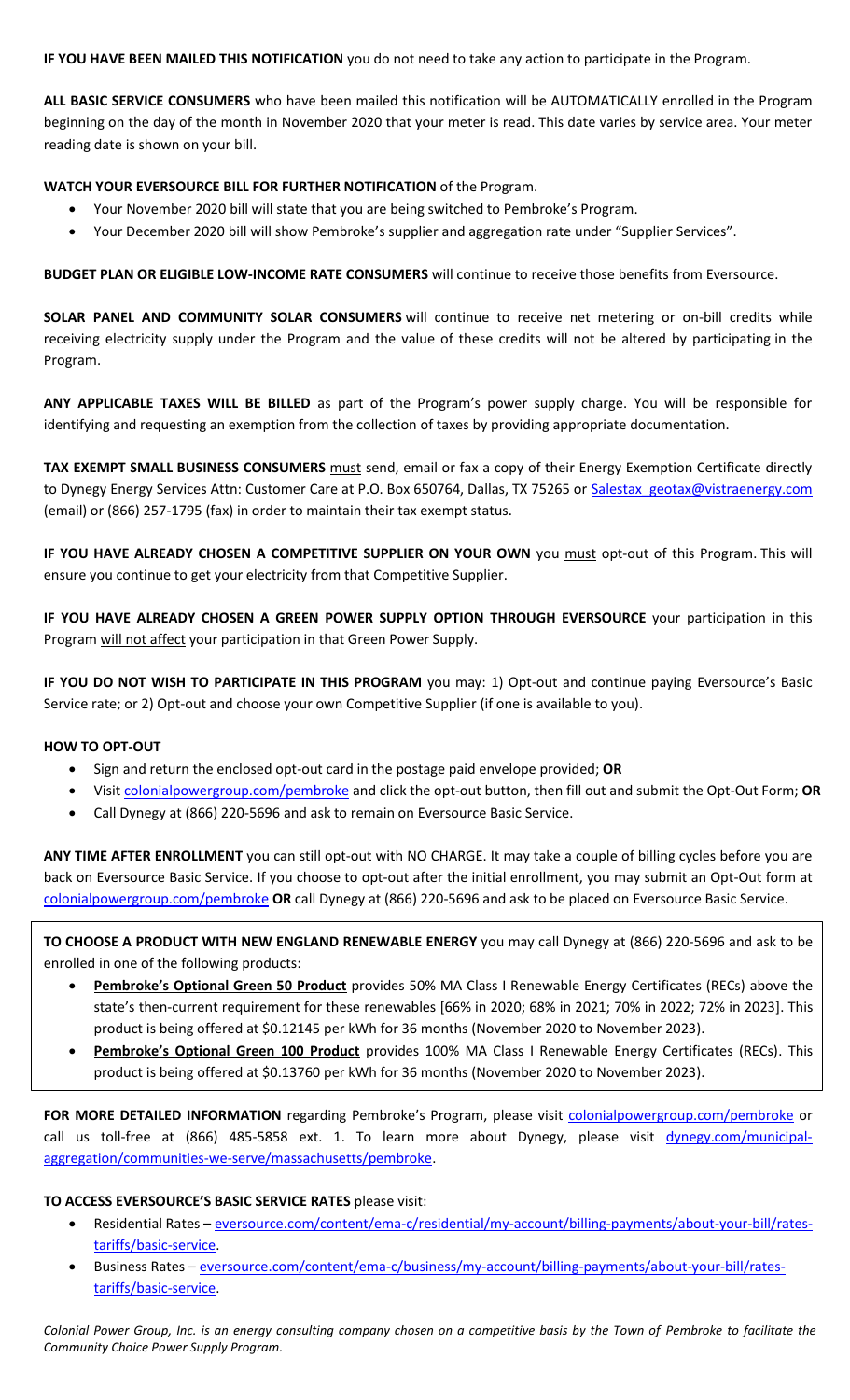**IF YOU HAVE BEEN MAILED THIS NOTIFICATION** you do not need to take any action to participate in the Program.

**ALL BASIC SERVICE CONSUMERS** who have been mailed this notification will be AUTOMATICALLY enrolled in the Program beginning on the day of the month in November 2020 that your meter is read. This date varies by service area. Your meter reading date is shown on your bill.

**WATCH YOUR EVERSOURCE BILL FOR FURTHER NOTIFICATION** of the Program.

- Your November 2020 bill will state that you are being switched to Pembroke's Program.
- Your December 2020 bill will show Pembroke's supplier and aggregation rate under "Supplier Services".

**BUDGET PLAN OR ELIGIBLE LOW-INCOME RATE CONSUMERS** will continue to receive those benefits from Eversource.

**SOLAR PANEL AND COMMUNITY SOLAR CONSUMERS** will continue to receive net metering or on-bill credits while receiving electricity supply under the Program and the value of these credits will not be altered by participating in the Program.

**ANY APPLICABLE TAXES WILL BE BILLED** as part of the Program's power supply charge. You will be responsible for identifying and requesting an exemption from the collection of taxes by providing appropriate documentation.

**TAX EXEMPT SMALL BUSINESS CONSUMERS** must send, email or fax a copy of their Energy Exemption Certificate directly to Dynegy Energy Services Attn: Customer Care at P.O. Box 650764, Dallas, TX 75265 or Salestax_geotax@vistraenergy.com (email) or (866) 257-1795 (fax) in order to maintain their tax exempt status.

**IF YOU HAVE ALREADY CHOSEN A COMPETITIVE SUPPLIER ON YOUR OWN** you must opt-out of this Program. This will ensure you continue to get your electricity from that Competitive Supplier.

**IF YOU HAVE ALREADY CHOSEN A GREEN POWER SUPPLY OPTION THROUGH EVERSOURCE** your participation in this Program will not affect your participation in that Green Power Supply.

**IF YOU DO NOT WISH TO PARTICIPATE IN THIS PROGRAM** you may: 1) Opt-out and continue paying Eversource's Basic Service rate; or 2) Opt-out and choose your own Competitive Supplier (if one is available to you).

**HOW TO OPT-OUT**

- Sign and return the enclosed opt-out card in the postage paid envelope provided; **OR**
- Visit colonialpowergroup.com/pembroke and click the opt-out button, then fill out and submit the Opt-Out Form; **OR**
- Call Dynegy at (866) 220-5696 and ask to remain on Eversource Basic Service.

**ANY TIME AFTER ENROLLMENT** you can still opt-out with NO CHARGE. It may take a couple of billing cycles before you are back on Eversource Basic Service. If you choose to opt-out after the initial enrollment, you may submit an Opt-Out form at colonialpowergroup.com/pembroke **OR** call Dynegy at (866) 220-5696 and ask to be placed on Eversource Basic Service.

**TO CHOOSE A PRODUCT WITH NEW ENGLAND RENEWABLE ENERGY** you may call Dynegy at (866) 220-5696 and ask to be enrolled in one of the following products:

- **Pembroke's Optional Green 50 Product** provides 50% MA Class I Renewable Energy Certificates (RECs) above the state's then-current requirement for these renewables [66% in 2020; 68% in 2021; 70% in 2022; 72% in 2023]. This product is being offered at $0.12145 per kWh for 36 months (November 2020 to November 2023).
- **Pembroke's Optional Green 100 Product** provides 100% MA Class I Renewable Energy Certificates (RECs). This product is being offered at $0.13760 per kWh for 36 months (November 2020 to November 2023).

**FOR MORE DETAILED INFORMATION** regarding Pembroke's Program, please visit colonialpowergroup.com/pembroke or call us toll-free at (866) 485-5858 ext. 1. To learn more about Dynegy, please visit dynegy.com/municipal-aggregation/communities-we-serve/massachusetts/pembroke.

**TO ACCESS EVERSOURCE'S BASIC SERVICE RATES** please visit:

- Residential Rates – eversource.com/content/ema-c/residential/my-account/billing-payments/about-your-bill/rates-tariffs/basic-service.
- Business Rates – eversource.com/content/ema-c/business/my-account/billing-payments/about-your-bill/rates-tariffs/basic-service.

*Colonial Power Group, Inc. is an energy consulting company chosen on a competitive basis by the Town of Pembroke to facilitate the Community Choice Power Supply Program.*